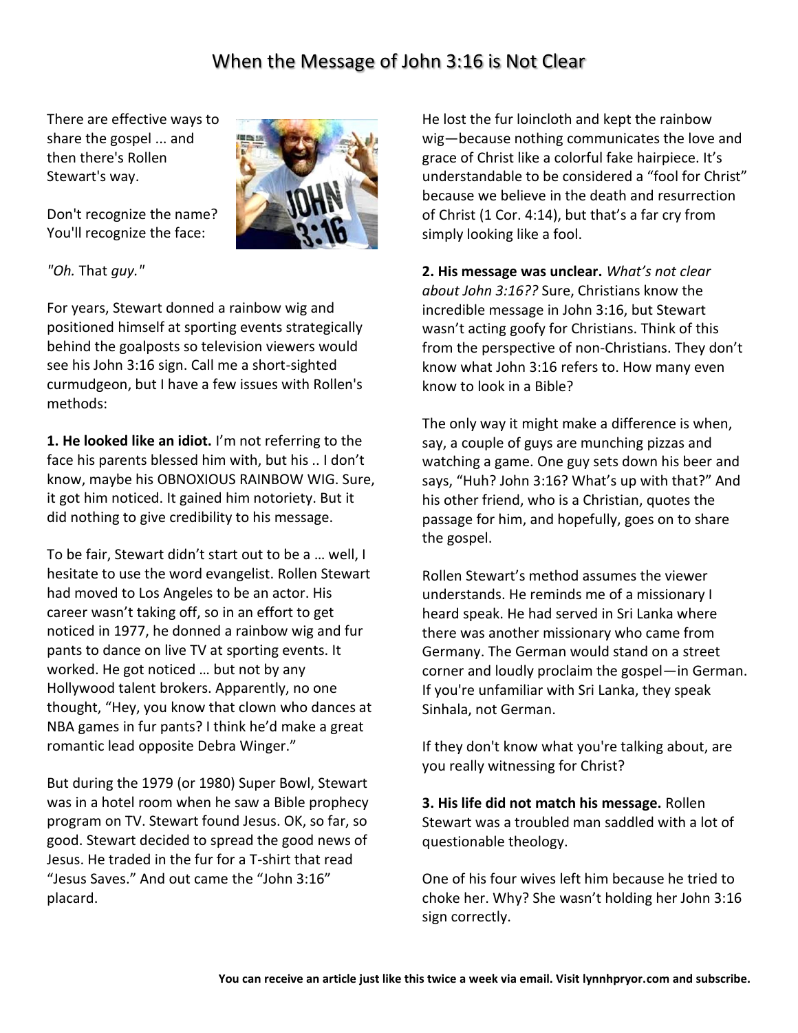# When the Message of John 3:16 is Not Clear

There are effective ways to share the gospel ... and then there's Rollen Stewart's way.

Don't recognize the name? You'll recognize the face:

*"Oh.* That *guy."*

For years, Stewart donned a rainbow wig and positioned himself at sporting events strategically behind the goalposts so television viewers would see his John 3:16 sign. Call me a short-sighted curmudgeon, but I have a few issues with Rollen's methods:

**1. He looked like an idiot.** I'm not referring to the face his parents blessed him with, but his .. I don't know, maybe his OBNOXIOUS RAINBOW WIG. Sure, it got him noticed. It gained him notoriety. But it did nothing to give credibility to his message.

To be fair, Stewart didn't start out to be a … well, I hesitate to use the word evangelist. Rollen Stewart had moved to Los Angeles to be an actor. His career wasn't taking off, so in an effort to get noticed in 1977, he donned a rainbow wig and fur pants to dance on live TV at sporting events. It worked. He got noticed … but not by any Hollywood talent brokers. Apparently, no one thought, "Hey, you know that clown who dances at NBA games in fur pants? I think he'd make a great romantic lead opposite Debra Winger."

But during the 1979 (or 1980) Super Bowl, Stewart was in a hotel room when he saw a Bible prophecy program on TV. Stewart found Jesus. OK, so far, so good. Stewart decided to spread the good news of Jesus. He traded in the fur for a T-shirt that read "Jesus Saves." And out came the "John 3:16" placard.

He lost the fur loincloth and kept the rainbow wig—because nothing communicates the love and grace of Christ like a colorful fake hairpiece. It's understandable to be considered a "fool for Christ" because we believe in the death and resurrection of Christ (1 Cor. 4:14), but that's a far cry from simply looking like a fool.

**2. His message was unclear.** *What's not clear about John 3:16??* Sure, Christians know the incredible message in John 3:16, but Stewart wasn't acting goofy for Christians. Think of this from the perspective of non-Christians. They don't know what John 3:16 refers to. How many even know to look in a Bible?

The only way it might make a difference is when, say, a couple of guys are munching pizzas and watching a game. One guy sets down his beer and says, "Huh? John 3:16? What's up with that?" And his other friend, who is a Christian, quotes the passage for him, and hopefully, goes on to share the gospel.

Rollen Stewart's method assumes the viewer understands. He reminds me of a missionary I heard speak. He had served in Sri Lanka where there was another missionary who came from Germany. The German would stand on a street corner and loudly proclaim the gospel—in German. If you're unfamiliar with Sri Lanka, they speak Sinhala, not German.

If they don't know what you're talking about, are you really witnessing for Christ?

**3. His life did not match his message.** Rollen Stewart was a troubled man saddled with a lot of questionable theology.

One of his four wives left him because he tried to choke her. Why? She wasn't holding her John 3:16 sign correctly.

**You can receive an article just like this twice a week via email. Visit lynnhpryor.com and subscribe.**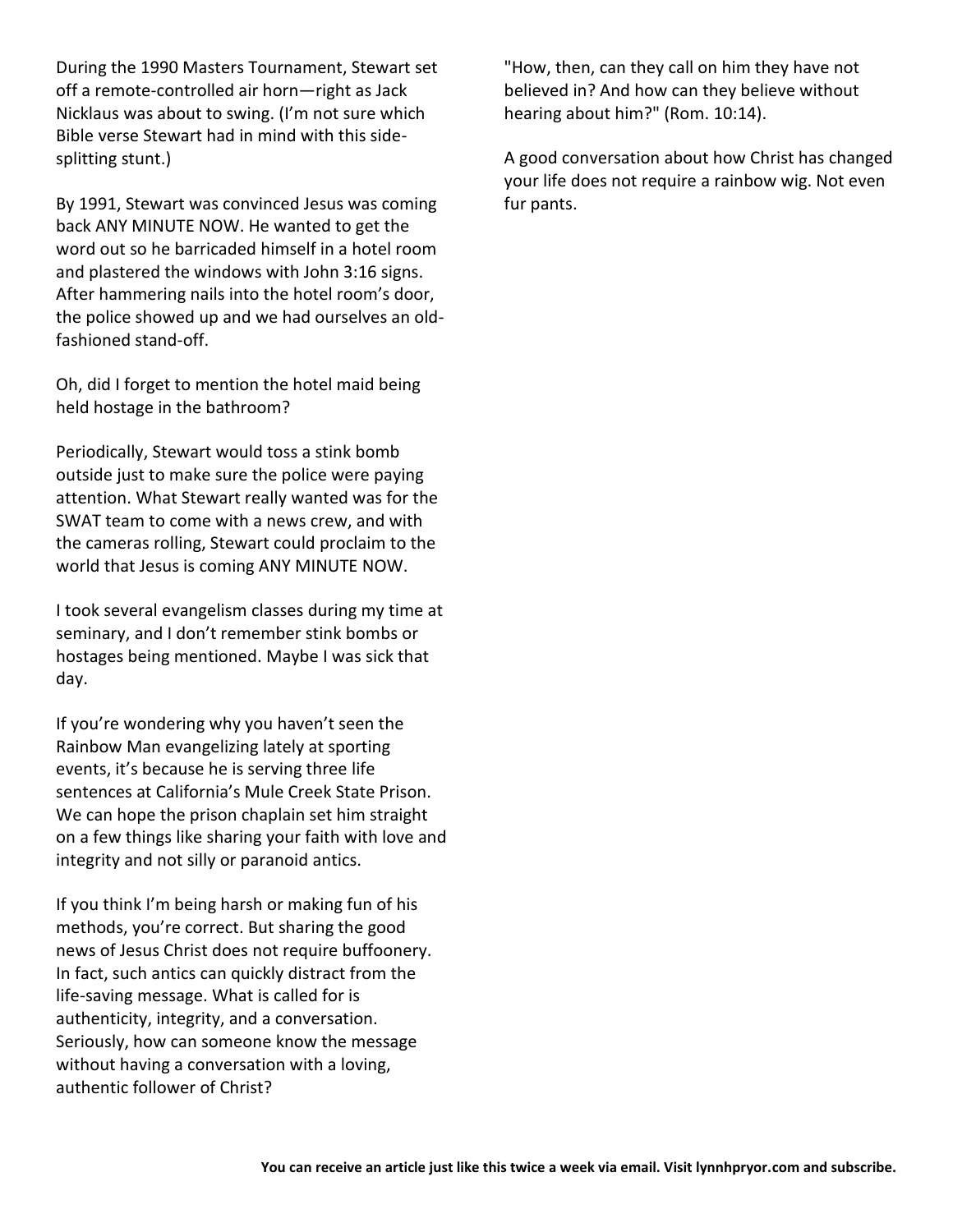During the 1990 Masters Tournament, Stewart set off a remote-controlled air horn—right as Jack Nicklaus was about to swing. (I'm not sure which Bible verse Stewart had in mind with this side-splitting stunt.)

By 1991, Stewart was convinced Jesus was coming back ANY MINUTE NOW. He wanted to get the word out so he barricaded himself in a hotel room and plastered the windows with John 3:16 signs. After hammering nails into the hotel room's door, the police showed up and we had ourselves an old-fashioned stand-off.

Oh, did I forget to mention the hotel maid being held hostage in the bathroom?

Periodically, Stewart would toss a stink bomb outside just to make sure the police were paying attention. What Stewart really wanted was for the SWAT team to come with a news crew, and with the cameras rolling, Stewart could proclaim to the world that Jesus is coming ANY MINUTE NOW.

I took several evangelism classes during my time at seminary, and I don't remember stink bombs or hostages being mentioned. Maybe I was sick that day.

If you're wondering why you haven't seen the Rainbow Man evangelizing lately at sporting events, it's because he is serving three life sentences at California's Mule Creek State Prison. We can hope the prison chaplain set him straight on a few things like sharing your faith with love and integrity and not silly or paranoid antics.

If you think I'm being harsh or making fun of his methods, you're correct. But sharing the good news of Jesus Christ does not require buffoonery. In fact, such antics can quickly distract from the life-saving message. What is called for is authenticity, integrity, and a conversation. Seriously, how can someone know the message without having a conversation with a loving, authentic follower of Christ?

"How, then, can they call on him they have not believed in? And how can they believe without hearing about him?" (Rom. 10:14).

A good conversation about how Christ has changed your life does not require a rainbow wig. Not even fur pants.

**You can receive an article just like this twice a week via email. Visit lynnhpryor.com and subscribe.**